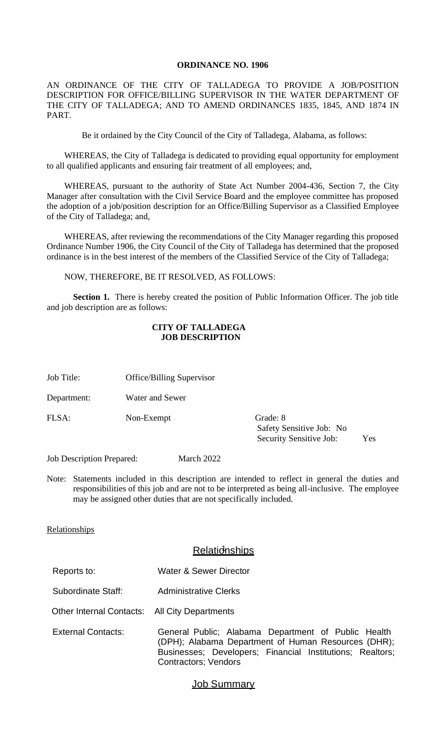**ORDINANCE NO. 1906**

AN ORDINANCE OF THE CITY OF TALLADEGA TO PROVIDE A JOB/POSITION DESCRIPTION FOR OFFICE/BILLING SUPERVISOR IN THE WATER DEPARTMENT OF THE CITY OF TALLADEGA; AND TO AMEND ORDINANCES 1835, 1845, AND 1874 IN PART.

Be it ordained by the City Council of the City of Talladega, Alabama, as follows:

WHEREAS, the City of Talladega is dedicated to providing equal opportunity for employment to all qualified applicants and ensuring fair treatment of all employees; and,

WHEREAS, pursuant to the authority of State Act Number 2004-436, Section 7, the City Manager after consultation with the Civil Service Board and the employee committee has proposed the adoption of a job/position description for an Office/Billing Supervisor as a Classified Employee of the City of Talladega; and,

WHEREAS, after reviewing the recommendations of the City Manager regarding this proposed Ordinance Number 1906, the City Council of the City of Talladega has determined that the proposed ordinance is in the best interest of the members of the Classified Service of the City of Talladega;

NOW, THEREFORE, BE IT RESOLVED, AS FOLLOWS:

**Section 1.** There is hereby created the position of Public Information Officer. The job title and job description are as follows:

**CITY OF TALLADEGA**
**JOB DESCRIPTION**

| | | |
|---|---|---|
| Job Title: | Office/Billing Supervisor | |
| Department: | Water and Sewer | |
| FLSA: | Non-Exempt | Grade: 8<br>Safety Sensitive Job: No<br>Security Sensitive Job: Yes |

Job Description Prepared: March 2022

Note: Statements included in this description are intended to reflect in general the duties and responsibilities of this job and are not to be interpreted as being all-inclusive. The employee may be assigned other duties that are not specifically included.

Relationships

## Relationships

| | |
|---|---|
| Reports to: | Water & Sewer Director |
| Subordinate Staff: | Administrative Clerks |
| Other Internal Contacts: | All City Departments |
| External Contacts: | General Public; Alabama Department of Public Health (DPH); Alabama Department of Human Resources (DHR); Businesses; Developers; Financial Institutions; Realtors; Contractors; Vendors |

## Job Summary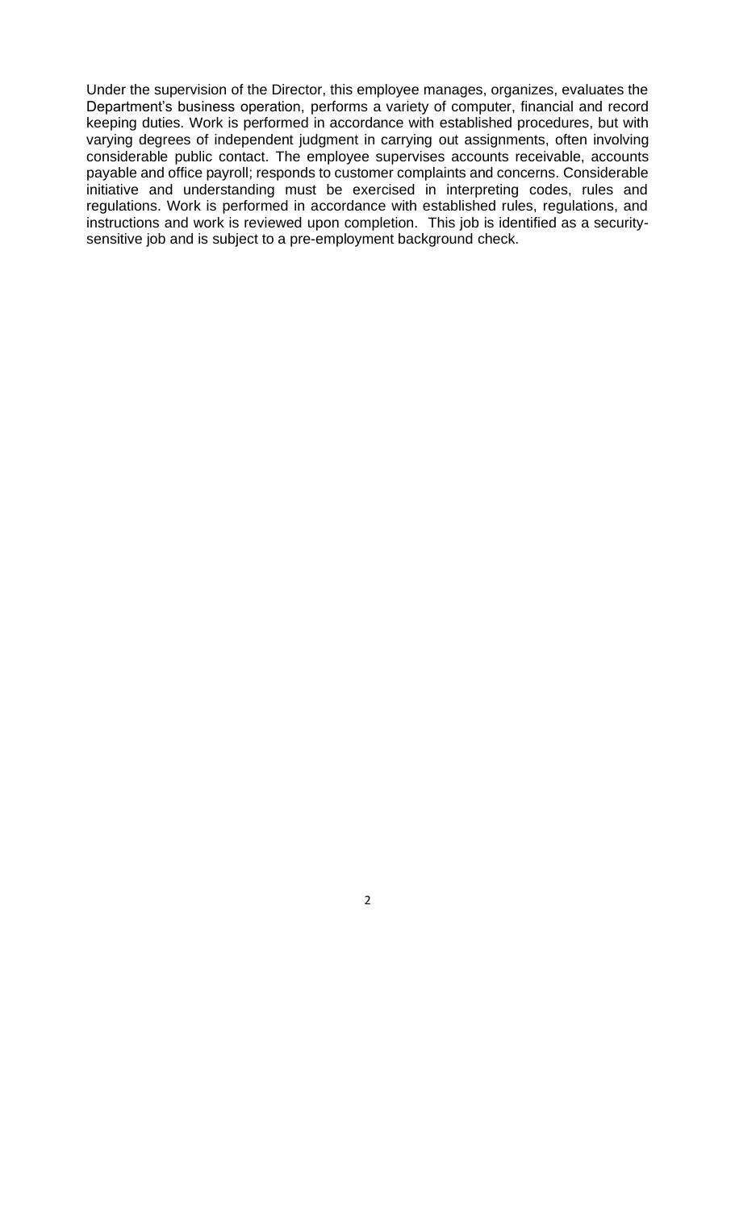Under the supervision of the Director, this employee manages, organizes, evaluates the Department's business operation, performs a variety of computer, financial and record keeping duties. Work is performed in accordance with established procedures, but with varying degrees of independent judgment in carrying out assignments, often involving considerable public contact. The employee supervises accounts receivable, accounts payable and office payroll; responds to customer complaints and concerns. Considerable initiative and understanding must be exercised in interpreting codes, rules and regulations. Work is performed in accordance with established rules, regulations, and instructions and work is reviewed upon completion. This job is identified as a security-sensitive job and is subject to a pre-employment background check.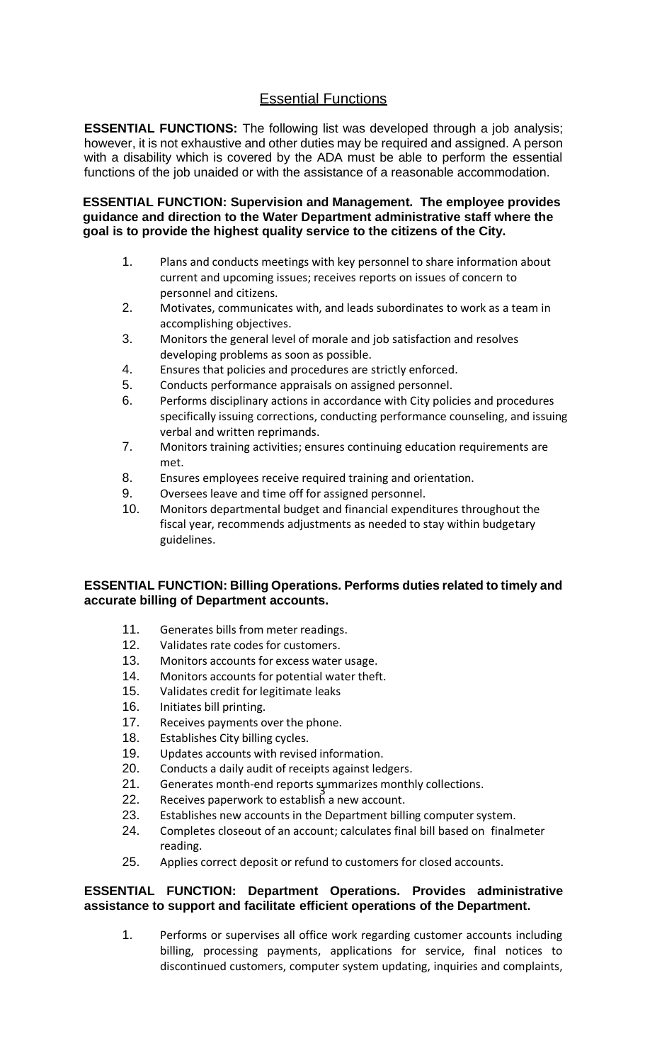## Essential Functions

**ESSENTIAL FUNCTIONS:** The following list was developed through a job analysis; however, it is not exhaustive and other duties may be required and assigned. A person with a disability which is covered by the ADA must be able to perform the essential functions of the job unaided or with the assistance of a reasonable accommodation.

**ESSENTIAL FUNCTION: Supervision and Management. The employee provides guidance and direction to the Water Department administrative staff where the goal is to provide the highest quality service to the citizens of the City.**

1. Plans and conducts meetings with key personnel to share information about current and upcoming issues; receives reports on issues of concern to personnel and citizens.
2. Motivates, communicates with, and leads subordinates to work as a team in accomplishing objectives.
3. Monitors the general level of morale and job satisfaction and resolves developing problems as soon as possible.
4. Ensures that policies and procedures are strictly enforced.
5. Conducts performance appraisals on assigned personnel.
6. Performs disciplinary actions in accordance with City policies and procedures specifically issuing corrections, conducting performance counseling, and issuing verbal and written reprimands.
7. Monitors training activities; ensures continuing education requirements are met.
8. Ensures employees receive required training and orientation.
9. Oversees leave and time off for assigned personnel.
10. Monitors departmental budget and financial expenditures throughout the fiscal year, recommends adjustments as needed to stay within budgetary guidelines.

**ESSENTIAL FUNCTION: Billing Operations. Performs duties related to timely and accurate billing of Department accounts.**

11. Generates bills from meter readings.
12. Validates rate codes for customers.
13. Monitors accounts for excess water usage.
14. Monitors accounts for potential water theft.
15. Validates credit for legitimate leaks
16. Initiates bill printing.
17. Receives payments over the phone.
18. Establishes City billing cycles.
19. Updates accounts with revised information.
20. Conducts a daily audit of receipts against ledgers.
21. Generates month-end reports summarizes monthly collections.
22. Receives paperwork to establish a new account.
23. Establishes new accounts in the Department billing computer system.
24. Completes closeout of an account; calculates final bill based on finalmeter reading.
25. Applies correct deposit or refund to customers for closed accounts.

**ESSENTIAL FUNCTION: Department Operations. Provides administrative assistance to support and facilitate efficient operations of the Department.**

1. Performs or supervises all office work regarding customer accounts including billing, processing payments, applications for service, final notices to discontinued customers, computer system updating, inquiries and complaints,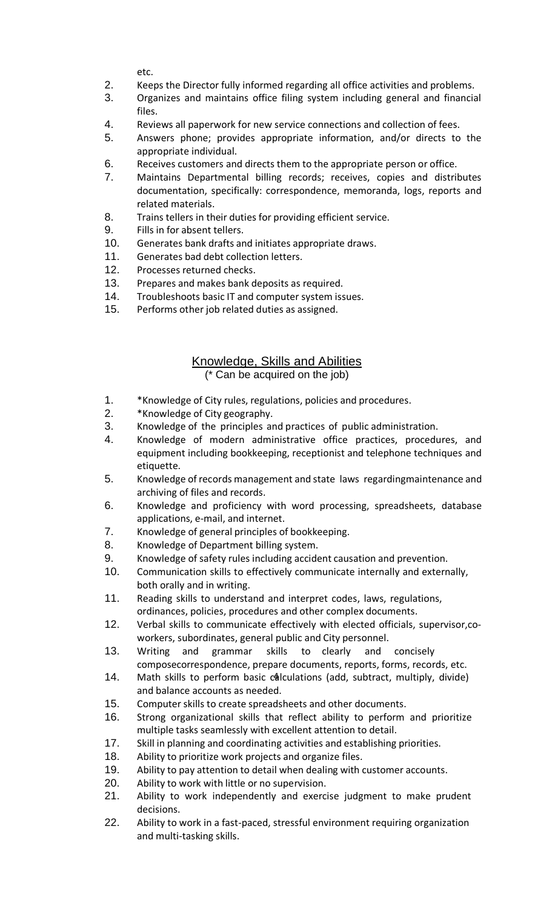etc.

2. Keeps the Director fully informed regarding all office activities and problems.
3. Organizes and maintains office filing system including general and financial files.
4. Reviews all paperwork for new service connections and collection of fees.
5. Answers phone; provides appropriate information, and/or directs to the appropriate individual.
6. Receives customers and directs them to the appropriate person or office.
7. Maintains Departmental billing records; receives, copies and distributes documentation, specifically: correspondence, memoranda, logs, reports and related materials.
8. Trains tellers in their duties for providing efficient service.
9. Fills in for absent tellers.
10. Generates bank drafts and initiates appropriate draws.
11. Generates bad debt collection letters.
12. Processes returned checks.
13. Prepares and makes bank deposits as required.
14. Troubleshoots basic IT and computer system issues.
15. Performs other job related duties as assigned.

## Knowledge, Skills and Abilities

(* Can be acquired on the job)

1. *Knowledge of City rules, regulations, policies and procedures.
2. *Knowledge of City geography.
3. Knowledge of the principles and practices of public administration.
4. Knowledge of modern administrative office practices, procedures, and equipment including bookkeeping, receptionist and telephone techniques and etiquette.
5. Knowledge of records management and state laws regardingmaintenance and archiving of files and records.
6. Knowledge and proficiency with word processing, spreadsheets, database applications, e-mail, and internet.
7. Knowledge of general principles of bookkeeping.
8. Knowledge of Department billing system.
9. Knowledge of safety rules including accident causation and prevention.
10. Communication skills to effectively communicate internally and externally, both orally and in writing.
11. Reading skills to understand and interpret codes, laws, regulations, ordinances, policies, procedures and other complex documents.
12. Verbal skills to communicate effectively with elected officials, supervisor,co-workers, subordinates, general public and City personnel.
13. Writing and grammar skills to clearly and concisely composecorrespondence, prepare documents, reports, forms, records, etc.
14. Math skills to perform basic calculations (add, subtract, multiply, divide) and balance accounts as needed.
15. Computer skills to create spreadsheets and other documents.
16. Strong organizational skills that reflect ability to perform and prioritize multiple tasks seamlessly with excellent attention to detail.
17. Skill in planning and coordinating activities and establishing priorities.
18. Ability to prioritize work projects and organize files.
19. Ability to pay attention to detail when dealing with customer accounts.
20. Ability to work with little or no supervision.
21. Ability to work independently and exercise judgment to make prudent decisions.
22. Ability to work in a fast-paced, stressful environment requiring organization and multi-tasking skills.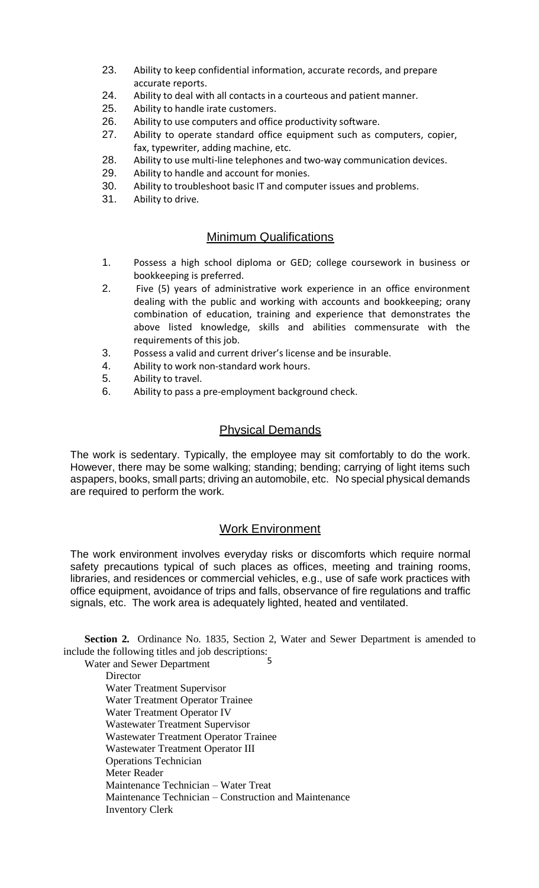23. Ability to keep confidential information, accurate records, and prepare accurate reports.
24. Ability to deal with all contacts in a courteous and patient manner.
25. Ability to handle irate customers.
26. Ability to use computers and office productivity software.
27. Ability to operate standard office equipment such as computers, copier, fax, typewriter, adding machine, etc.
28. Ability to use multi-line telephones and two-way communication devices.
29. Ability to handle and account for monies.
30. Ability to troubleshoot basic IT and computer issues and problems.
31. Ability to drive.

## Minimum Qualifications

1. Possess a high school diploma or GED; college coursework in business or bookkeeping is preferred.
2. Five (5) years of administrative work experience in an office environment dealing with the public and working with accounts and bookkeeping; orany combination of education, training and experience that demonstrates the above listed knowledge, skills and abilities commensurate with the requirements of this job.
3. Possess a valid and current driver's license and be insurable.
4. Ability to work non-standard work hours.
5. Ability to travel.
6. Ability to pass a pre-employment background check.

## Physical Demands

The work is sedentary. Typically, the employee may sit comfortably to do the work. However, there may be some walking; standing; bending; carrying of light items such aspapers, books, small parts; driving an automobile, etc. No special physical demands are required to perform the work.

## Work Environment

The work environment involves everyday risks or discomforts which require normal safety precautions typical of such places as offices, meeting and training rooms, libraries, and residences or commercial vehicles, e.g., use of safe work practices with office equipment, avoidance of trips and falls, observance of fire regulations and traffic signals, etc. The work area is adequately lighted, heated and ventilated.

**Section 2.** Ordinance No. 1835, Section 2, Water and Sewer Department is amended to include the following titles and job descriptions:

Water and Sewer Department

- Director
- Water Treatment Supervisor
- Water Treatment Operator Trainee
- Water Treatment Operator IV
- Wastewater Treatment Supervisor
- Wastewater Treatment Operator Trainee
- Wastewater Treatment Operator III
- Operations Technician
- Meter Reader
- Maintenance Technician – Water Treat
- Maintenance Technician – Construction and Maintenance
- Inventory Clerk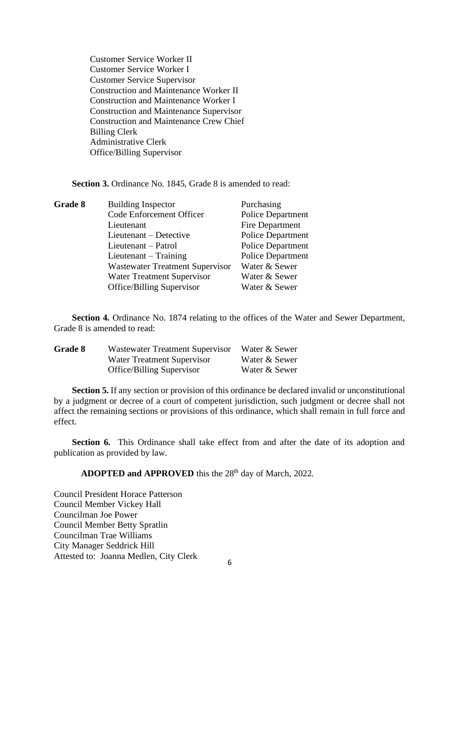Customer Service Worker II
Customer Service Worker I
Customer Service Supervisor
Construction and Maintenance Worker II
Construction and Maintenance Worker I
Construction and Maintenance Supervisor
Construction and Maintenance Crew Chief
Billing Clerk
Administrative Clerk
Office/Billing Supervisor

**Section 3.** Ordinance No. 1845, Grade 8 is amended to read:

| | | |
|---|---|---|
| **Grade 8** | Building Inspector | Purchasing |
| | Code Enforcement Officer | Police Department |
| | Lieutenant | Fire Department |
| | Lieutenant – Detective | Police Department |
| | Lieutenant – Patrol | Police Department |
| | Lieutenant – Training | Police Department |
| | Wastewater Treatment Supervisor | Water & Sewer |
| | Water Treatment Supervisor | Water & Sewer |
| | Office/Billing Supervisor | Water & Sewer |

**Section 4.** Ordinance No. 1874 relating to the offices of the Water and Sewer Department, Grade 8 is amended to read:

| | | |
|---|---|---|
| **Grade 8** | Wastewater Treatment Supervisor | Water & Sewer |
| | Water Treatment Supervisor | Water & Sewer |
| | Office/Billing Supervisor | Water & Sewer |

**Section 5.** If any section or provision of this ordinance be declared invalid or unconstitutional by a judgment or decree of a court of competent jurisdiction, such judgment or decree shall not affect the remaining sections or provisions of this ordinance, which shall remain in full force and effect.

**Section 6.** This Ordinance shall take effect from and after the date of its adoption and publication as provided by law.

**ADOPTED and APPROVED** this the 28th day of March, 2022.

Council President Horace Patterson
Council Member Vickey Hall
Councilman Joe Power
Council Member Betty Spratlin
Councilman Trae Williams
City Manager Seddrick Hill
Attested to: Joanna Medlen, City Clerk